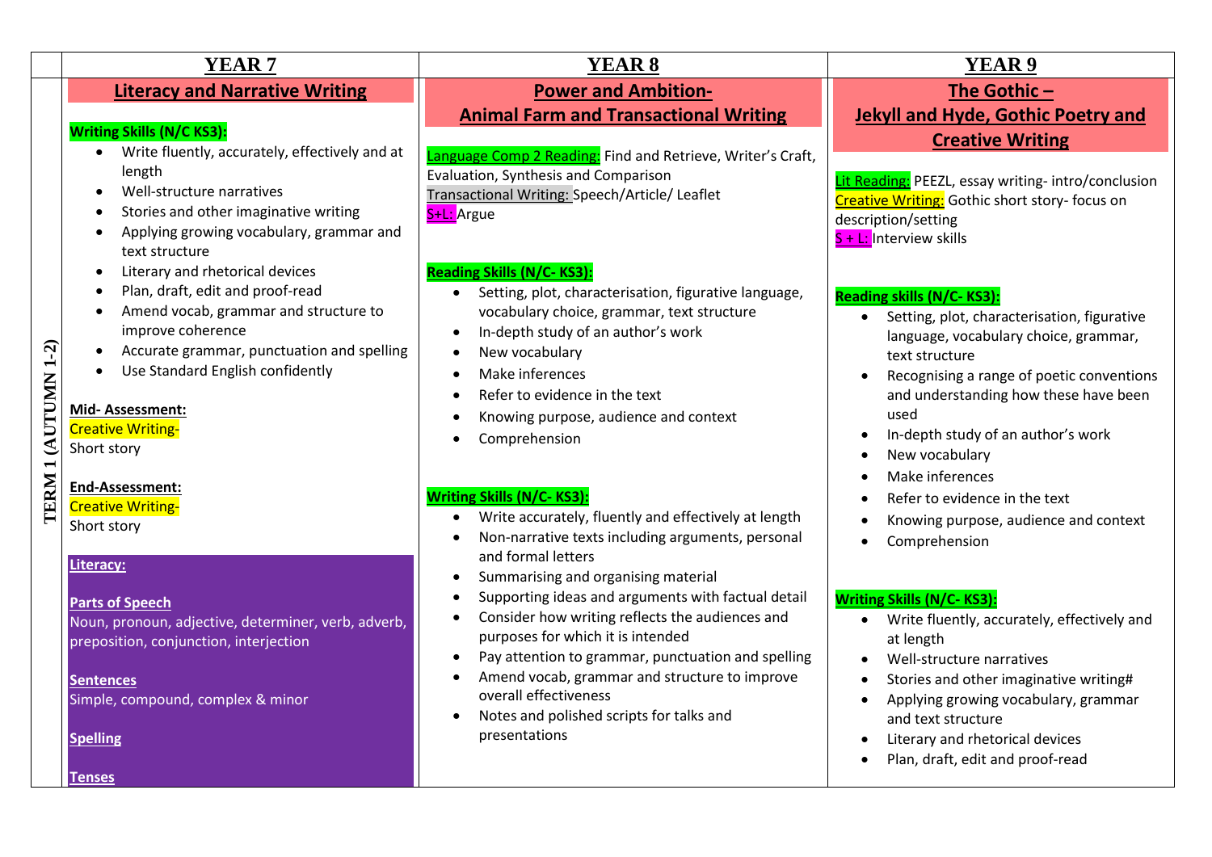| | YEAR 7 | YEAR 8 | YEAR 9 |
|---|---|---|---|
| TERM 1 (AUTUMN 1-2) | **Literacy and Narrative Writing**<br><br>**Writing Skills (N/C KS3):**<br>• Write fluently, accurately, effectively and at length<br>• Well-structure narratives<br>• Stories and other imaginative writing<br>• Applying growing vocabulary, grammar and text structure<br>• Literary and rhetorical devices<br>• Plan, draft, edit and proof-read<br>• Amend vocab, grammar and structure to improve coherence<br>• Accurate grammar, punctuation and spelling<br>• Use Standard English confidently<br><br>**Mid- Assessment:**<br>Creative Writing-<br>Short story<br><br>**End-Assessment:**<br>Creative Writing-<br>Short story<br><br>**Literacy:**<br><br>**Parts of Speech**<br>Noun, pronoun, adjective, determiner, verb, adverb, preposition, conjunction, interjection<br><br>**Sentences**<br>Simple, compound, complex & minor<br><br>**Spelling**<br><br>**Tenses** | **Power and Ambition-**<br>**Animal Farm and Transactional Writing**<br><br>Language Comp 2 Reading: Find and Retrieve, Writer's Craft, Evaluation, Synthesis and Comparison<br>Transactional Writing: Speech/Article/ Leaflet<br>S+L: Argue<br><br>**Reading Skills (N/C- KS3):**<br>• Setting, plot, characterisation, figurative language, vocabulary choice, grammar, text structure<br>• In-depth study of an author's work<br>• New vocabulary<br>• Make inferences<br>• Refer to evidence in the text<br>• Knowing purpose, audience and context<br>• Comprehension<br><br>**Writing Skills (N/C- KS3):**<br>• Write accurately, fluently and effectively at length<br>• Non-narrative texts including arguments, personal and formal letters<br>• Summarising and organising material<br>• Supporting ideas and arguments with factual detail<br>• Consider how writing reflects the audiences and purposes for which it is intended<br>• Pay attention to grammar, punctuation and spelling<br>• Amend vocab, grammar and structure to improve overall effectiveness<br>• Notes and polished scripts for talks and presentations | **The Gothic –**<br>**Jekyll and Hyde, Gothic Poetry and Creative Writing**<br><br>Lit Reading: PEEZL, essay writing- intro/conclusion<br>Creative Writing: Gothic short story- focus on description/setting<br>S + L: Interview skills<br><br>**Reading skills (N/C- KS3):**<br>• Setting, plot, characterisation, figurative language, vocabulary choice, grammar, text structure<br>• Recognising a range of poetic conventions and understanding how these have been used<br>• In-depth study of an author's work<br>• New vocabulary<br>• Make inferences<br>• Refer to evidence in the text<br>• Knowing purpose, audience and context<br>• Comprehension<br><br>**Writing Skills (N/C- KS3):**<br>• Write fluently, accurately, effectively and at length<br>• Well-structure narratives<br>• Stories and other imaginative writing#<br>• Applying growing vocabulary, grammar and text structure<br>• Literary and rhetorical devices<br>• Plan, draft, edit and proof-read |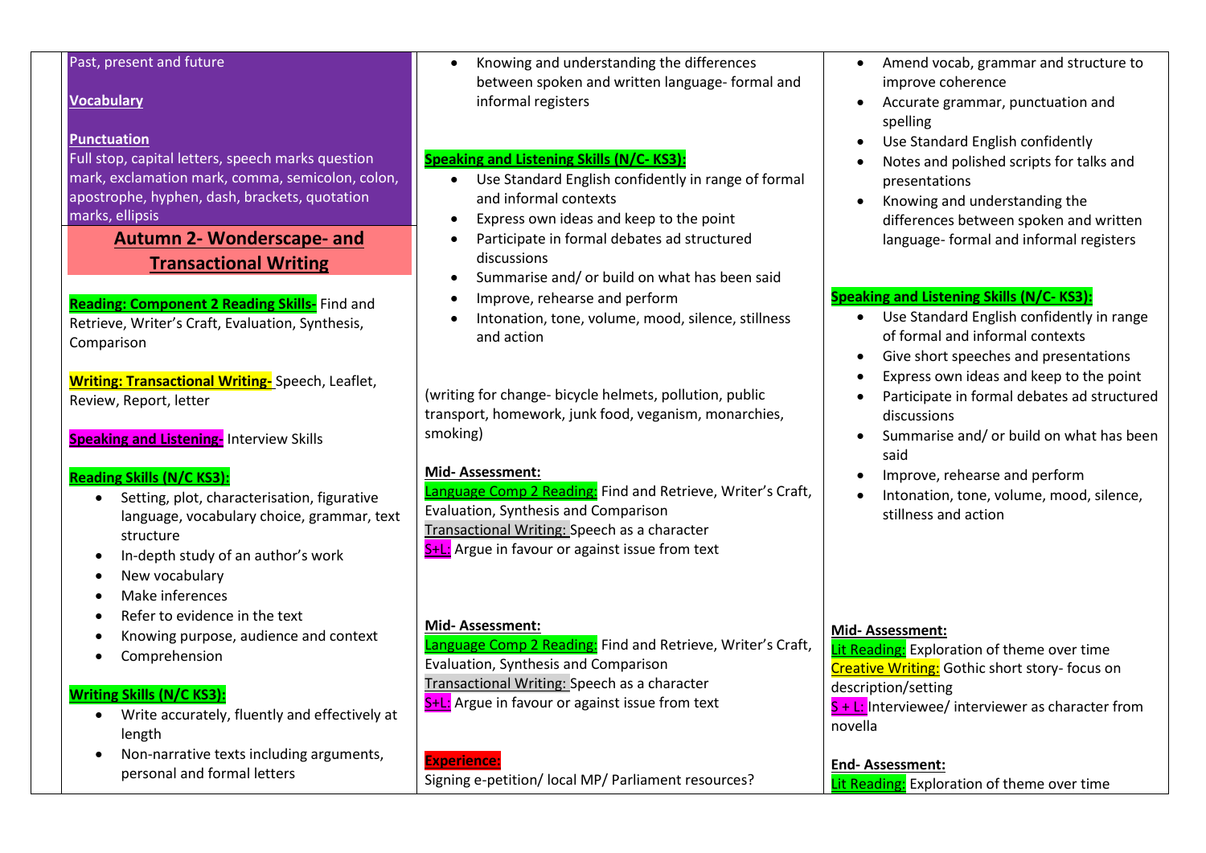| | | | |
|---|---|---|---|
| | Past, present and future<br><br>**Vocabulary**<br><br>**Punctuation**<br>Full stop, capital letters, speech marks question mark, exclamation mark, comma, semicolon, colon, apostrophe, hyphen, dash, brackets, quotation marks, ellipsis<br><br>**Autumn 2- Wonderscape- and Transactional Writing**<br><br>**Reading: Component 2 Reading Skills-** Find and Retrieve, Writer's Craft, Evaluation, Synthesis, Comparison<br><br>**Writing: Transactional Writing-** Speech, Leaflet, Review, Report, letter<br><br>**Speaking and Listening-** Interview Skills<br><br>**Reading Skills (N/C KS3):**<br>• Setting, plot, characterisation, figurative language, vocabulary choice, grammar, text structure<br>• In-depth study of an author's work<br>• New vocabulary<br>• Make inferences<br>• Refer to evidence in the text<br>• Knowing purpose, audience and context<br>• Comprehension<br><br>**Writing Skills (N/C KS3):**<br>• Write accurately, fluently and effectively at length<br>• Non-narrative texts including arguments, personal and formal letters | • Knowing and understanding the differences between spoken and written language- formal and informal registers<br><br>**Speaking and Listening Skills (N/C- KS3):**<br>• Use Standard English confidently in range of formal and informal contexts<br>• Express own ideas and keep to the point<br>• Participate in formal debates ad structured discussions<br>• Summarise and/ or build on what has been said<br>• Improve, rehearse and perform<br>• Intonation, tone, volume, mood, silence, stillness and action<br><br>(writing for change- bicycle helmets, pollution, public transport, homework, junk food, veganism, monarchies, smoking)<br><br>**Mid- Assessment:**<br>Language Comp 2 Reading: Find and Retrieve, Writer's Craft, Evaluation, Synthesis and Comparison<br>Transactional Writing: Speech as a character<br>S+L: Argue in favour or against issue from text<br><br>**Mid- Assessment:**<br>Language Comp 2 Reading: Find and Retrieve, Writer's Craft, Evaluation, Synthesis and Comparison<br>Transactional Writing: Speech as a character<br>S+L: Argue in favour or against issue from text<br><br>**Experience:**<br>Signing e-petition/ local MP/ Parliament resources? | • Amend vocab, grammar and structure to improve coherence<br>• Accurate grammar, punctuation and spelling<br>• Use Standard English confidently<br>• Notes and polished scripts for talks and presentations<br>• Knowing and understanding the differences between spoken and written language- formal and informal registers<br><br>**Speaking and Listening Skills (N/C- KS3):**<br>• Use Standard English confidently in range of formal and informal contexts<br>• Give short speeches and presentations<br>• Express own ideas and keep to the point<br>• Participate in formal debates ad structured discussions<br>• Summarise and/ or build on what has been said<br>• Improve, rehearse and perform<br>• Intonation, tone, volume, mood, silence, stillness and action<br><br>**Mid- Assessment:**<br>Lit Reading: Exploration of theme over time<br>Creative Writing: Gothic short story- focus on description/setting<br>S + L: Interviewee/ interviewer as character from novella<br><br>**End- Assessment:**<br>Lit Reading: Exploration of theme over time |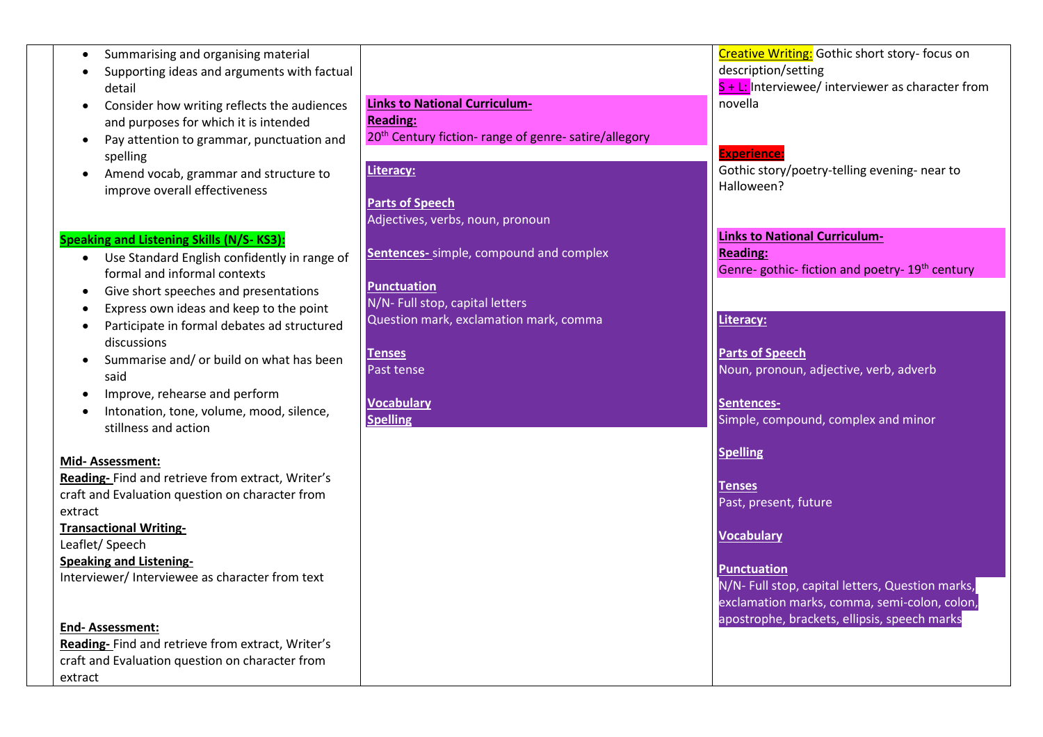| | | | |
|---|---|---|---|
| | • Summarising and organising material<br>• Supporting ideas and arguments with factual detail<br>• Consider how writing reflects the audiences and purposes for which it is intended<br>• Pay attention to grammar, punctuation and spelling<br>• Amend vocab, grammar and structure to improve overall effectiveness<br><br>**Speaking and Listening Skills (N/S- KS3):**<br>• Use Standard English confidently in range of formal and informal contexts<br>• Give short speeches and presentations<br>• Express own ideas and keep to the point<br>• Participate in formal debates ad structured discussions<br>• Summarise and/ or build on what has been said<br>• Improve, rehearse and perform<br>• Intonation, tone, volume, mood, silence, stillness and action<br><br>**Mid- Assessment:**<br>**Reading-** Find and retrieve from extract, Writer's craft and Evaluation question on character from extract<br>**Transactional Writing-**<br>Leaflet/ Speech<br>**Speaking and Listening-**<br>Interviewer/ Interviewee as character from text<br><br>**End- Assessment:**<br>**Reading-** Find and retrieve from extract, Writer's craft and Evaluation question on character from extract | **Links to National Curriculum-**<br>**Reading:**<br>20th Century fiction- range of genre- satire/allegory<br><br>**Literacy:**<br><br>**Parts of Speech**<br>Adjectives, verbs, noun, pronoun<br><br>**Sentences-** simple, compound and complex<br><br>**Punctuation**<br>N/N- Full stop, capital letters<br>Question mark, exclamation mark, comma<br><br>**Tenses**<br>Past tense<br><br>**Vocabulary**<br>**Spelling** | **Creative Writing:** Gothic short story- focus on description/setting<br>**S + L:** Interviewee/ interviewer as character from novella<br><br>**Experience:**<br>Gothic story/poetry-telling evening- near to Halloween?<br><br>**Links to National Curriculum-**<br>**Reading:**<br>Genre- gothic- fiction and poetry- 19th century<br><br>**Literacy:**<br><br>**Parts of Speech**<br>Noun, pronoun, adjective, verb, adverb<br><br>**Sentences-**<br>Simple, compound, complex and minor<br><br>**Spelling**<br><br>**Tenses**<br>Past, present, future<br><br>**Vocabulary**<br><br>**Punctuation**<br>N/N- Full stop, capital letters, Question marks, exclamation marks, comma, semi-colon, colon, apostrophe, brackets, ellipsis, speech marks |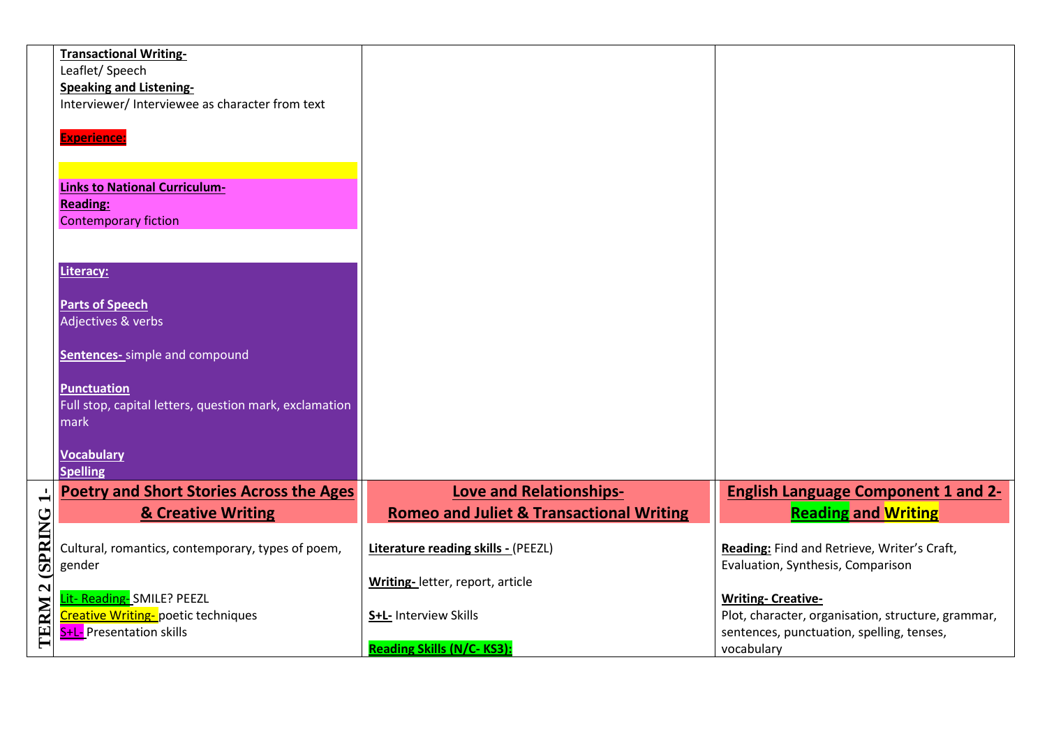| | | | |
|---|---|---|---|
| | **Transactional Writing-**<br>Leaflet/ Speech<br>**Speaking and Listening-**<br>Interviewer/ Interviewee as character from text<br><br>**Experience:**<br><br>**Links to National Curriculum-**<br>**Reading:**<br>Contemporary fiction<br><br>**Literacy:**<br><br>**Parts of Speech**<br>Adjectives & verbs<br><br>**Sentences-** simple and compound<br><br>**Punctuation**<br>Full stop, capital letters, question mark, exclamation mark<br><br>**Vocabulary**<br>**Spelling** | | |
| **TERM 2 (SPRING 1-** | **Poetry and Short Stories Across the Ages & Creative Writing**<br><br>Cultural, romantics, contemporary, types of poem, gender<br><br>Lit- Reading- SMILE? PEEZL<br>Creative Writing- poetic techniques<br>S+L- Presentation skills | **Love and Relationships- Romeo and Juliet & Transactional Writing**<br><br>**Literature reading skills -** (PEEZL)<br><br>**Writing-** letter, report, article<br><br>**S+L-** Interview Skills<br><br>**Reading Skills (N/C- KS3):** | **English Language Component 1 and 2- Reading and Writing**<br><br>**Reading:** Find and Retrieve, Writer's Craft, Evaluation, Synthesis, Comparison<br><br>**Writing- Creative-**<br>Plot, character, organisation, structure, grammar, sentences, punctuation, spelling, tenses, vocabulary |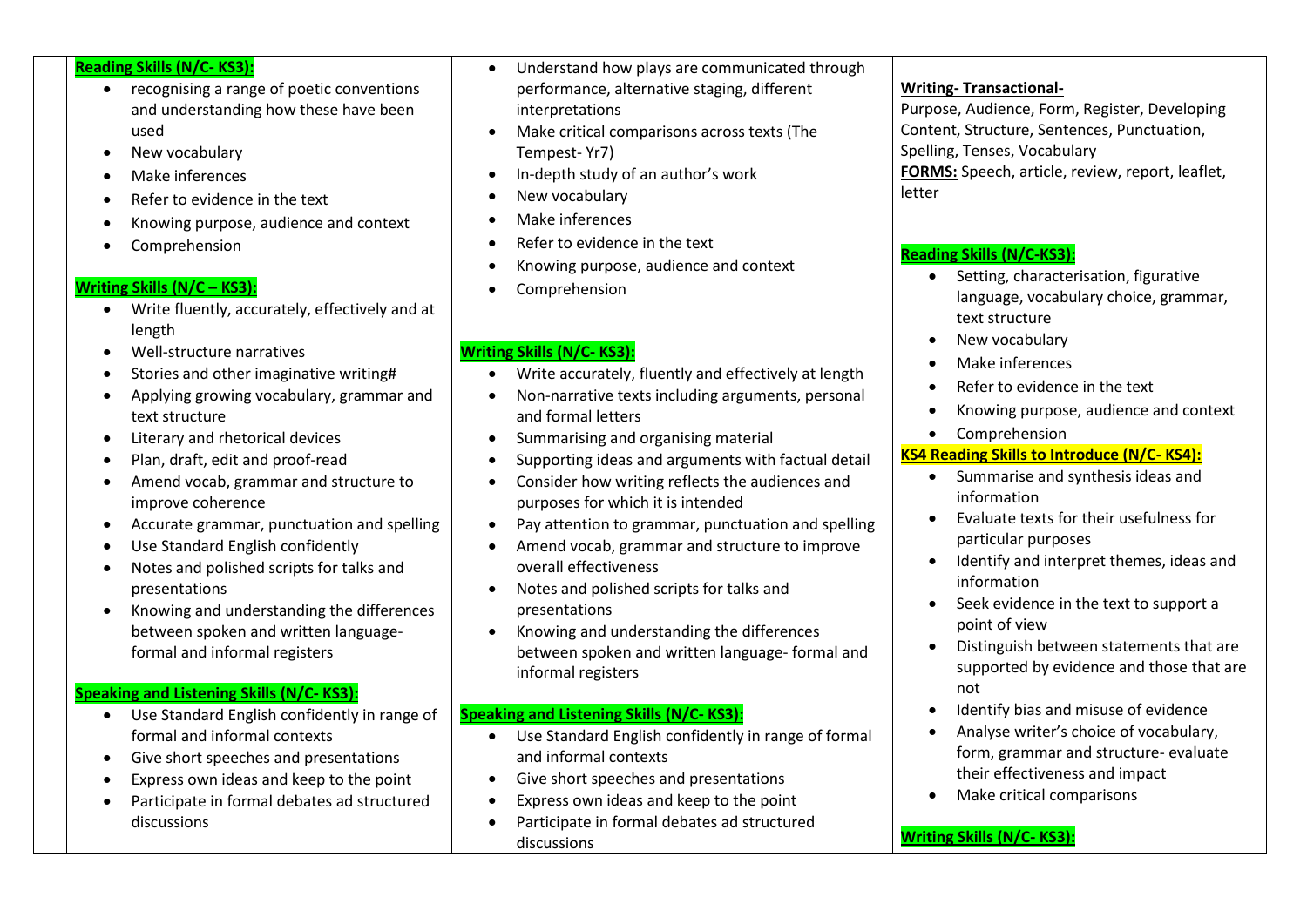**Reading Skills (N/C- KS3):**

- recognising a range of poetic conventions and understanding how these have been used
- New vocabulary
- Make inferences
- Refer to evidence in the text
- Knowing purpose, audience and context
- Comprehension

**Writing Skills (N/C – KS3):**

- Write fluently, accurately, effectively and at length
- Well-structure narratives
- Stories and other imaginative writing#
- Applying growing vocabulary, grammar and text structure
- Literary and rhetorical devices
- Plan, draft, edit and proof-read
- Amend vocab, grammar and structure to improve coherence
- Accurate grammar, punctuation and spelling
- Use Standard English confidently
- Notes and polished scripts for talks and presentations
- Knowing and understanding the differences between spoken and written language- formal and informal registers

**Speaking and Listening Skills (N/C- KS3):**

- Use Standard English confidently in range of formal and informal contexts
- Give short speeches and presentations
- Express own ideas and keep to the point
- Participate in formal debates ad structured discussions

---

- Understand how plays are communicated through performance, alternative staging, different interpretations
- Make critical comparisons across texts (The Tempest- Yr7)
- In-depth study of an author's work
- New vocabulary
- Make inferences
- Refer to evidence in the text
- Knowing purpose, audience and context
- Comprehension

**Writing Skills (N/C- KS3):**

- Write accurately, fluently and effectively at length
- Non-narrative texts including arguments, personal and formal letters
- Summarising and organising material
- Supporting ideas and arguments with factual detail
- Consider how writing reflects the audiences and purposes for which it is intended
- Pay attention to grammar, punctuation and spelling
- Amend vocab, grammar and structure to improve overall effectiveness
- Notes and polished scripts for talks and presentations
- Knowing and understanding the differences between spoken and written language- formal and informal registers

**Speaking and Listening Skills (N/C- KS3):**

- Use Standard English confidently in range of formal and informal contexts
- Give short speeches and presentations
- Express own ideas and keep to the point
- Participate in formal debates ad structured discussions

---

**Writing- Transactional-**

Purpose, Audience, Form, Register, Developing Content, Structure, Sentences, Punctuation, Spelling, Tenses, Vocabulary

**FORMS:** Speech, article, review, report, leaflet, letter

**Reading Skills (N/C-KS3):**

- Setting, characterisation, figurative language, vocabulary choice, grammar, text structure
- New vocabulary
- Make inferences
- Refer to evidence in the text
- Knowing purpose, audience and context
- Comprehension

**KS4 Reading Skills to Introduce (N/C- KS4):**

- Summarise and synthesis ideas and information
- Evaluate texts for their usefulness for particular purposes
- Identify and interpret themes, ideas and information
- Seek evidence in the text to support a point of view
- Distinguish between statements that are supported by evidence and those that are not
- Identify bias and misuse of evidence
- Analyse writer's choice of vocabulary, form, grammar and structure- evaluate their effectiveness and impact
- Make critical comparisons

**Writing Skills (N/C- KS3):**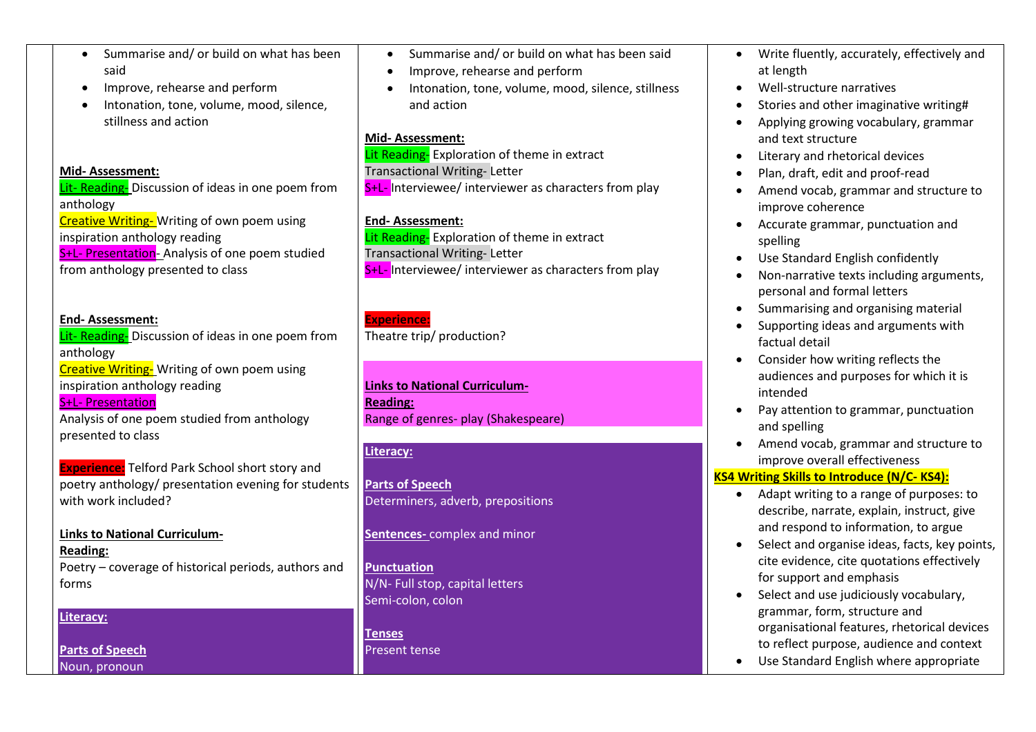| | | | |
|---|---|---|---|
| | • Summarise and/ or build on what has been said<br>• Improve, rehearse and perform<br>• Intonation, tone, volume, mood, silence, stillness and action<br><br>**Mid- Assessment:**<br>Lit- Reading- Discussion of ideas in one poem from anthology<br>Creative Writing- Writing of own poem using inspiration anthology reading<br>S+L- Presentation- Analysis of one poem studied from anthology presented to class<br><br>**End- Assessment:**<br>Lit- Reading- Discussion of ideas in one poem from anthology<br>Creative Writing- Writing of own poem using inspiration anthology reading<br>S+L- Presentation<br>Analysis of one poem studied from anthology presented to class<br><br>**Experience:** Telford Park School short story and poetry anthology/ presentation evening for students with work included?<br><br>**Links to National Curriculum-**<br>**Reading:**<br>Poetry – coverage of historical periods, authors and forms<br><br>**Literacy:**<br><br>**Parts of Speech**<br>Noun, pronoun | • Summarise and/ or build on what has been said<br>• Improve, rehearse and perform<br>• Intonation, tone, volume, mood, silence, stillness and action<br><br>**Mid- Assessment:**<br>Lit Reading- Exploration of theme in extract<br>Transactional Writing- Letter<br>S+L- Interviewee/ interviewer as characters from play<br><br>**End- Assessment:**<br>Lit Reading- Exploration of theme in extract<br>Transactional Writing- Letter<br>S+L- Interviewee/ interviewer as characters from play<br><br>**Experience:**<br>Theatre trip/ production?<br><br>**Links to National Curriculum-**<br>**Reading:**<br>Range of genres- play (Shakespeare)<br><br>**Literacy:**<br><br>**Parts of Speech**<br>Determiners, adverb, prepositions<br><br>**Sentences-** complex and minor<br><br>**Punctuation**<br>N/N- Full stop, capital letters<br>Semi-colon, colon<br><br>**Tenses**<br>Present tense | • Write fluently, accurately, effectively and at length<br>• Well-structure narratives<br>• Stories and other imaginative writing#<br>• Applying growing vocabulary, grammar and text structure<br>• Literary and rhetorical devices<br>• Plan, draft, edit and proof-read<br>• Amend vocab, grammar and structure to improve coherence<br>• Accurate grammar, punctuation and spelling<br>• Use Standard English confidently<br>• Non-narrative texts including arguments, personal and formal letters<br>• Summarising and organising material<br>• Supporting ideas and arguments with factual detail<br>• Consider how writing reflects the audiences and purposes for which it is intended<br>• Pay attention to grammar, punctuation and spelling<br>• Amend vocab, grammar and structure to improve overall effectiveness<br>**KS4 Writing Skills to Introduce (N/C- KS4):**<br>• Adapt writing to a range of purposes: to describe, narrate, explain, instruct, give and respond to information, to argue<br>• Select and organise ideas, facts, key points, cite evidence, cite quotations effectively for support and emphasis<br>• Select and use judiciously vocabulary, grammar, form, structure and organisational features, rhetorical devices to reflect purpose, audience and context<br>• Use Standard English where appropriate |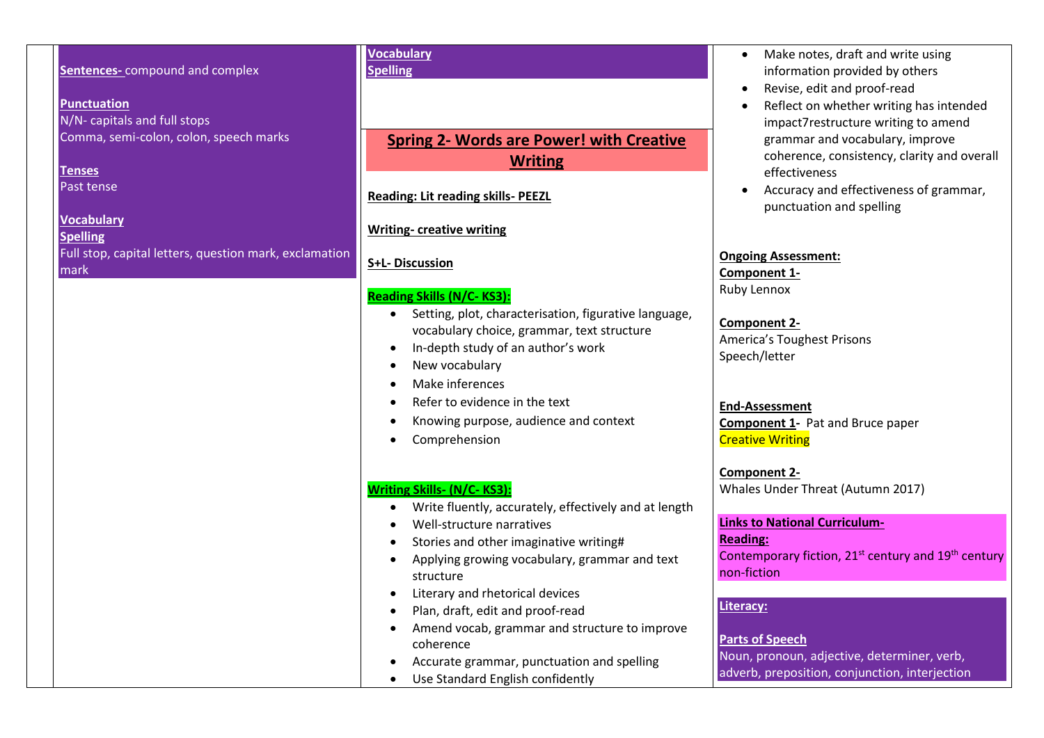**Sentences-** compound and complex

**Punctuation**
N/N- capitals and full stops
Comma, semi-colon, colon, speech marks

**Tenses**
Past tense

**Vocabulary**
**Spelling**
Full stop, capital letters, question mark, exclamation mark

**Vocabulary**
**Spelling**

## Spring 2- Words are Power! with Creative Writing

**Reading: Lit reading skills- PEEZL**

**Writing- creative writing**

**S+L- Discussion**

**Reading Skills (N/C- KS3):**

- Setting, plot, characterisation, figurative language, vocabulary choice, grammar, text structure
- In-depth study of an author's work
- New vocabulary
- Make inferences
- Refer to evidence in the text
- Knowing purpose, audience and context
- Comprehension

**Writing Skills- (N/C- KS3):**

- Write fluently, accurately, effectively and at length
- Well-structure narratives
- Stories and other imaginative writing#
- Applying growing vocabulary, grammar and text structure
- Literary and rhetorical devices
- Plan, draft, edit and proof-read
- Amend vocab, grammar and structure to improve coherence
- Accurate grammar, punctuation and spelling
- Use Standard English confidently

- Make notes, draft and write using information provided by others
- Revise, edit and proof-read
- Reflect on whether writing has intended impact7restructure writing to amend grammar and vocabulary, improve coherence, consistency, clarity and overall effectiveness
- Accuracy and effectiveness of grammar, punctuation and spelling

**Ongoing Assessment:**
**Component 1-**
Ruby Lennox

**Component 2-**
America's Toughest Prisons
Speech/letter

**End-Assessment**
**Component 1-** Pat and Bruce paper
Creative Writing

**Component 2-**
Whales Under Threat (Autumn 2017)

**Links to National Curriculum-**
**Reading:**
Contemporary fiction, 21st century and 19th century non-fiction

**Literacy:**

**Parts of Speech**
Noun, pronoun, adjective, determiner, verb, adverb, preposition, conjunction, interjection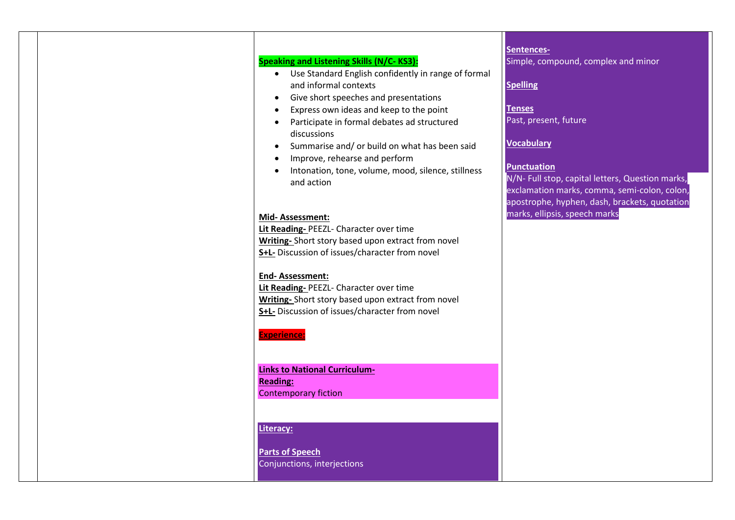| | | | |
|---|---|---|---|
| | | **Speaking and Listening Skills (N/C- KS3):**<br>• Use Standard English confidently in range of formal and informal contexts<br>• Give short speeches and presentations<br>• Express own ideas and keep to the point<br>• Participate in formal debates ad structured discussions<br>• Summarise and/ or build on what has been said<br>• Improve, rehearse and perform<br>• Intonation, tone, volume, mood, silence, stillness and action<br><br>**Mid- Assessment:**<br>**Lit Reading-** PEEZL- Character over time<br>**Writing-** Short story based upon extract from novel<br>**S+L-** Discussion of issues/character from novel<br><br>**End- Assessment:**<br>**Lit Reading-** PEEZL- Character over time<br>**Writing-** Short story based upon extract from novel<br>**S+L-** Discussion of issues/character from novel<br><br>**Experience:**<br><br>**Links to National Curriculum-**<br>**Reading:**<br>Contemporary fiction<br><br>**Literacy:**<br><br>**Parts of Speech**<br>Conjunctions, interjections | **Sentences-**<br>Simple, compound, complex and minor<br><br>**Spelling**<br><br>**Tenses**<br>Past, present, future<br><br>**Vocabulary**<br><br>**Punctuation**<br>N/N- Full stop, capital letters, Question marks, exclamation marks, comma, semi-colon, colon, apostrophe, hyphen, dash, brackets, quotation marks, ellipsis, speech marks |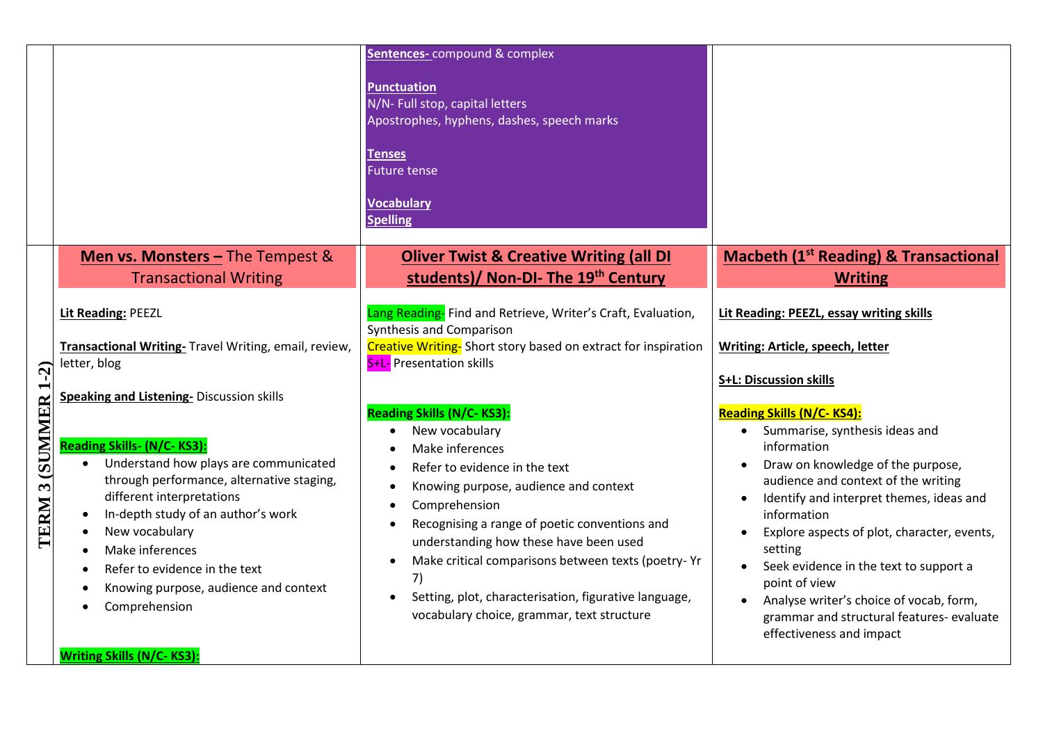| | | | |
|---|---|---|---|
| | | **Sentences-** compound & complex<br><br>**Punctuation**<br>N/N- Full stop, capital letters<br>Apostrophes, hyphens, dashes, speech marks<br><br>**Tenses**<br>Future tense<br><br>**Vocabulary**<br>**Spelling** | |
| **TERM 3 (SUMMER 1-2)** | **Men vs. Monsters –** The Tempest & Transactional Writing<br><br>**Lit Reading:** PEEZL<br><br>**Transactional Writing-** Travel Writing, email, review, letter, blog<br><br>**Speaking and Listening-** Discussion skills<br><br>**Reading Skills- (N/C- KS3):**<br>• Understand how plays are communicated through performance, alternative staging, different interpretations<br>• In-depth study of an author's work<br>• New vocabulary<br>• Make inferences<br>• Refer to evidence in the text<br>• Knowing purpose, audience and context<br>• Comprehension<br><br>**Writing Skills (N/C- KS3):** | **Oliver Twist & Creative Writing (all DI students)/ Non-DI- The 19th Century**<br><br>Lang Reading- Find and Retrieve, Writer's Craft, Evaluation, Synthesis and Comparison<br>Creative Writing- Short story based on extract for inspiration<br>S+L- Presentation skills<br><br>**Reading Skills (N/C- KS3):**<br>• New vocabulary<br>• Make inferences<br>• Refer to evidence in the text<br>• Knowing purpose, audience and context<br>• Comprehension<br>• Recognising a range of poetic conventions and understanding how these have been used<br>• Make critical comparisons between texts (poetry- Yr 7)<br>• Setting, plot, characterisation, figurative language, vocabulary choice, grammar, text structure | **Macbeth (1st Reading) & Transactional Writing**<br><br>**Lit Reading: PEEZL, essay writing skills**<br><br>**Writing: Article, speech, letter**<br><br>**S+L: Discussion skills**<br><br>**Reading Skills (N/C- KS4):**<br>• Summarise, synthesis ideas and information<br>• Draw on knowledge of the purpose, audience and context of the writing<br>• Identify and interpret themes, ideas and information<br>• Explore aspects of plot, character, events, setting<br>• Seek evidence in the text to support a point of view<br>• Analyse writer's choice of vocab, form, grammar and structural features- evaluate effectiveness and impact |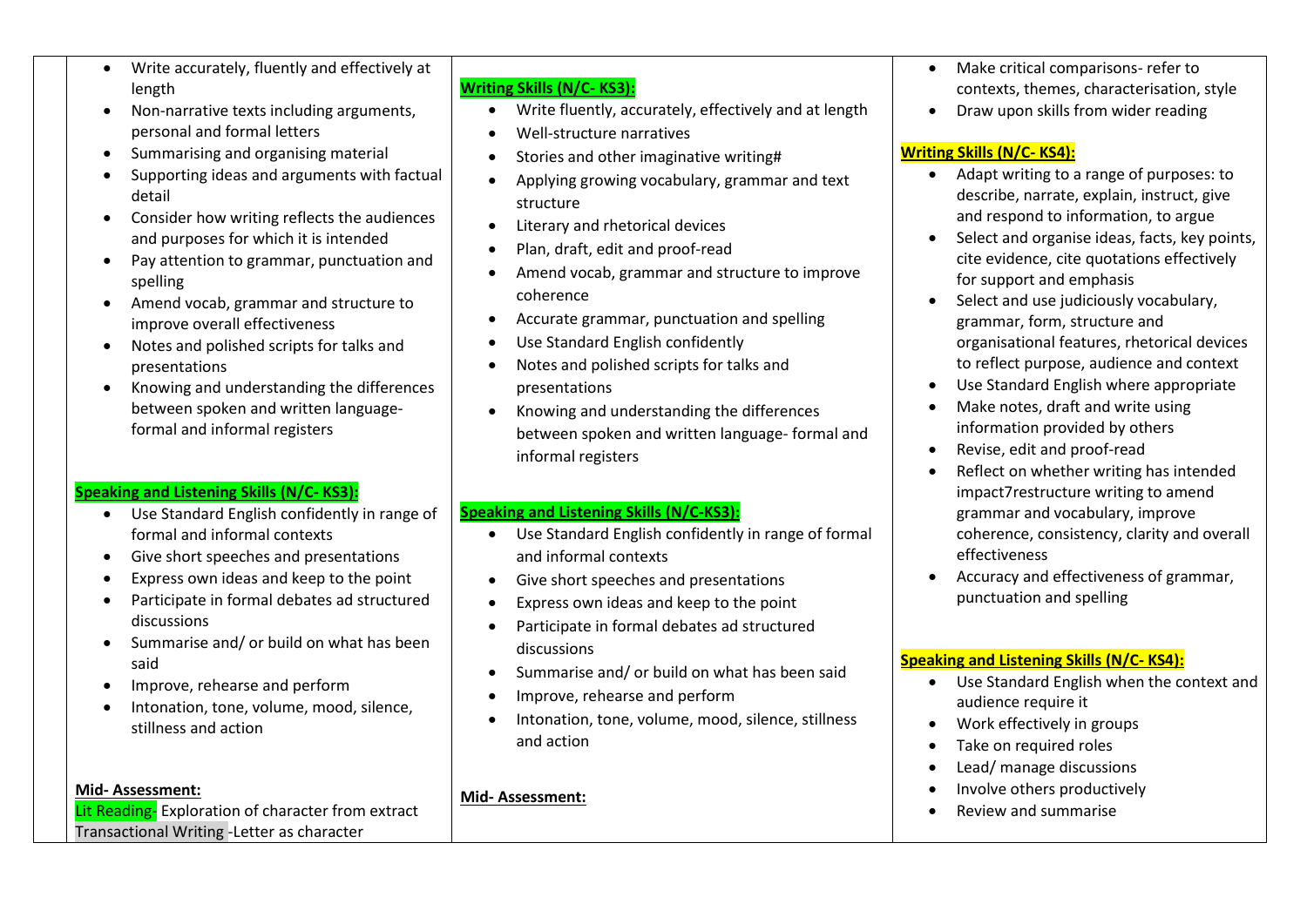- Write accurately, fluently and effectively at length
- Non-narrative texts including arguments, personal and formal letters
- Summarising and organising material
- Supporting ideas and arguments with factual detail
- Consider how writing reflects the audiences and purposes for which it is intended
- Pay attention to grammar, punctuation and spelling
- Amend vocab, grammar and structure to improve overall effectiveness
- Notes and polished scripts for talks and presentations
- Knowing and understanding the differences between spoken and written language- formal and informal registers

**Speaking and Listening Skills (N/C- KS3):**

- Use Standard English confidently in range of formal and informal contexts
- Give short speeches and presentations
- Express own ideas and keep to the point
- Participate in formal debates ad structured discussions
- Summarise and/ or build on what has been said
- Improve, rehearse and perform
- Intonation, tone, volume, mood, silence, stillness and action

**Mid- Assessment:**

Lit Reading- Exploration of character from extract

Transactional Writing -Letter as character

**Writing Skills (N/C- KS3):**

- Write fluently, accurately, effectively and at length
- Well-structure narratives
- Stories and other imaginative writing#
- Applying growing vocabulary, grammar and text structure
- Literary and rhetorical devices
- Plan, draft, edit and proof-read
- Amend vocab, grammar and structure to improve coherence
- Accurate grammar, punctuation and spelling
- Use Standard English confidently
- Notes and polished scripts for talks and presentations
- Knowing and understanding the differences between spoken and written language- formal and informal registers

**Speaking and Listening Skills (N/C-KS3):**

- Use Standard English confidently in range of formal and informal contexts
- Give short speeches and presentations
- Express own ideas and keep to the point
- Participate in formal debates ad structured discussions
- Summarise and/ or build on what has been said
- Improve, rehearse and perform
- Intonation, tone, volume, mood, silence, stillness and action

**Mid- Assessment:**

- Make critical comparisons- refer to contexts, themes, characterisation, style
- Draw upon skills from wider reading

**Writing Skills (N/C- KS4):**

- Adapt writing to a range of purposes: to describe, narrate, explain, instruct, give and respond to information, to argue
- Select and organise ideas, facts, key points, cite evidence, cite quotations effectively for support and emphasis
- Select and use judiciously vocabulary, grammar, form, structure and organisational features, rhetorical devices to reflect purpose, audience and context
- Use Standard English where appropriate
- Make notes, draft and write using information provided by others
- Revise, edit and proof-read
- Reflect on whether writing has intended impact7restructure writing to amend grammar and vocabulary, improve coherence, consistency, clarity and overall effectiveness
- Accuracy and effectiveness of grammar, punctuation and spelling

**Speaking and Listening Skills (N/C- KS4):**

- Use Standard English when the context and audience require it
- Work effectively in groups
- Take on required roles
- Lead/ manage discussions
- Involve others productively
- Review and summarise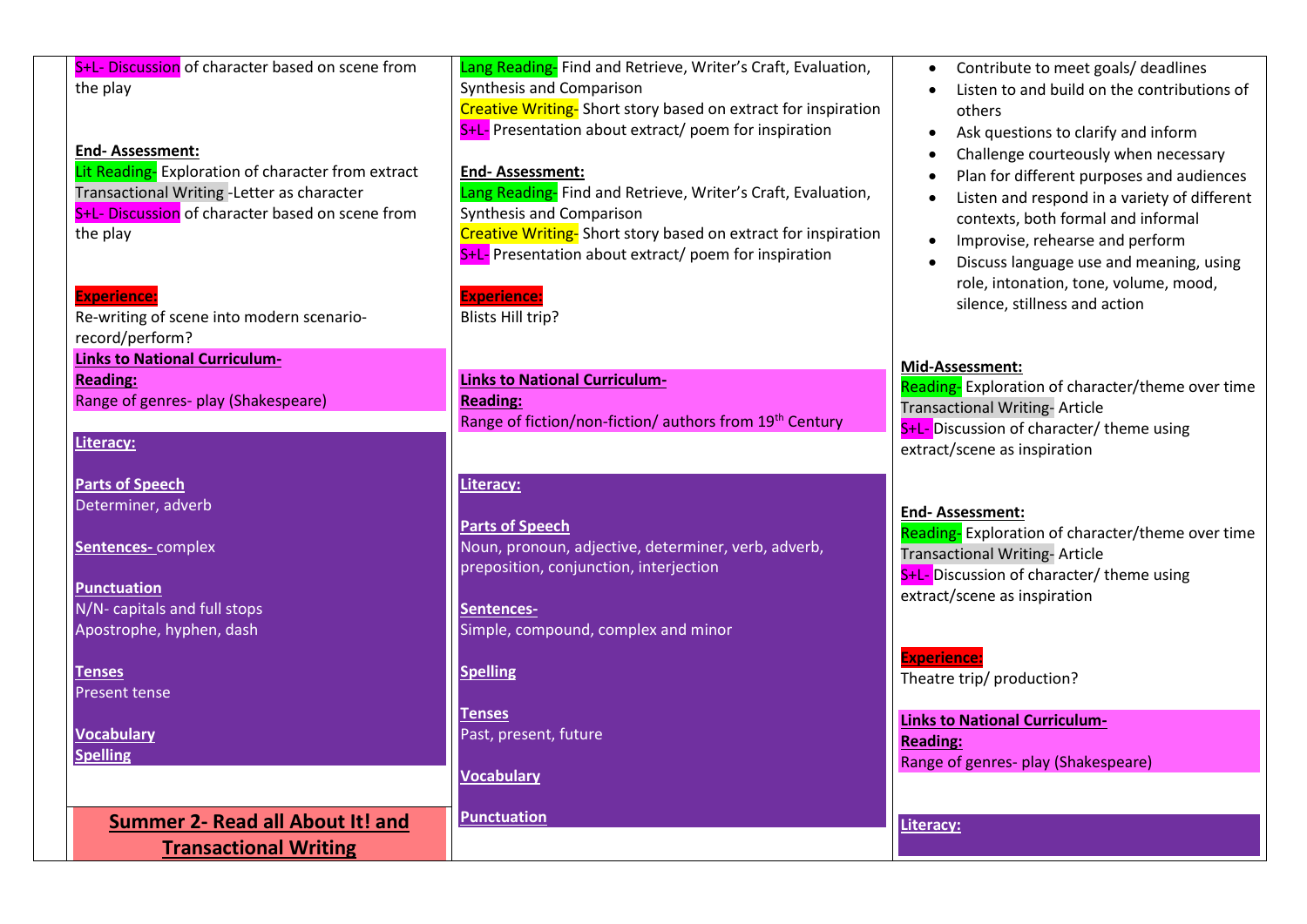S+L- Discussion of character based on scene from the play

**End- Assessment:**

Lit Reading- Exploration of character from extract

Transactional Writing -Letter as character

S+L- Discussion of character based on scene from the play

**Experience:**

Re-writing of scene into modern scenario- record/perform?

**Links to National Curriculum-**

**Reading:**

Range of genres- play (Shakespeare)

**Literacy:**

**Parts of Speech**

Determiner, adverb

**Sentences-** complex

**Punctuation**

N/N- capitals and full stops

Apostrophe, hyphen, dash

**Tenses**

Present tense

**Vocabulary**

**Spelling**

## Summer 2- Read all About It! and Transactional Writing

Lang Reading- Find and Retrieve, Writer's Craft, Evaluation, Synthesis and Comparison

Creative Writing- Short story based on extract for inspiration

S+L- Presentation about extract/ poem for inspiration

**End- Assessment:**

Lang Reading- Find and Retrieve, Writer's Craft, Evaluation, Synthesis and Comparison

Creative Writing- Short story based on extract for inspiration

S+L- Presentation about extract/ poem for inspiration

**Experience:**

Blists Hill trip?

**Links to National Curriculum-**

**Reading:**

Range of fiction/non-fiction/ authors from 19th Century

**Literacy:**

**Parts of Speech**

Noun, pronoun, adjective, determiner, verb, adverb, preposition, conjunction, interjection

**Sentences-**

Simple, compound, complex and minor

**Spelling**

**Tenses**

Past, present, future

**Vocabulary**

**Punctuation**

- Contribute to meet goals/ deadlines
- Listen to and build on the contributions of others
- Ask questions to clarify and inform
- Challenge courteously when necessary
- Plan for different purposes and audiences
- Listen and respond in a variety of different contexts, both formal and informal
- Improvise, rehearse and perform
- Discuss language use and meaning, using role, intonation, tone, volume, mood, silence, stillness and action

**Mid-Assessment:**

Reading- Exploration of character/theme over time

Transactional Writing- Article

S+L- Discussion of character/ theme using extract/scene as inspiration

**End- Assessment:**

Reading- Exploration of character/theme over time

Transactional Writing- Article

S+L- Discussion of character/ theme using extract/scene as inspiration

**Experience:**

Theatre trip/ production?

**Links to National Curriculum-**

**Reading:**

Range of genres- play (Shakespeare)

**Literacy:**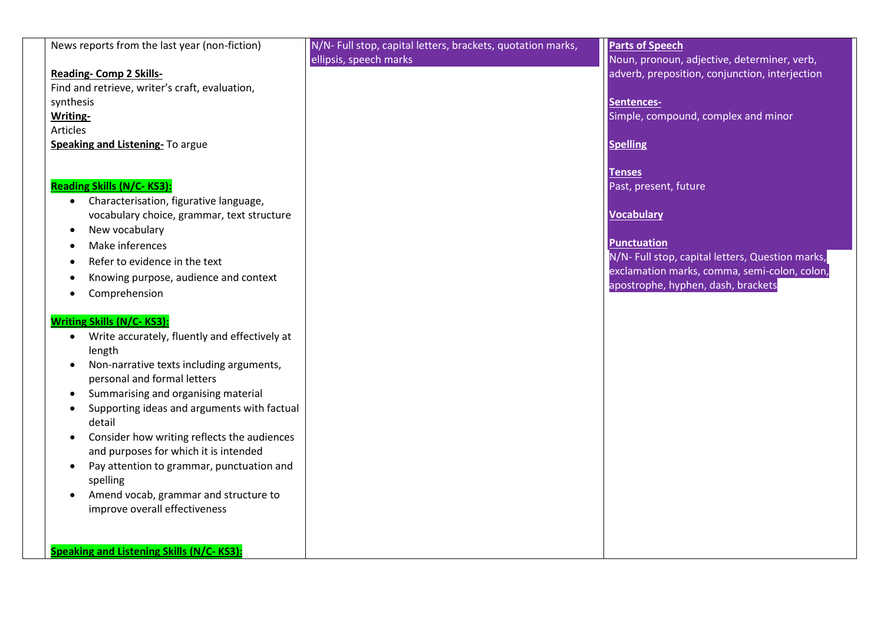| | | | |
|---|---|---|---|
| | News reports from the last year (non-fiction)<br><br>**Reading- Comp 2 Skills-**<br>Find and retrieve, writer's craft, evaluation, synthesis<br>**Writing-**<br>Articles<br>**Speaking and Listening-** To argue<br><br>**Reading Skills (N/C- KS3):**<br>• Characterisation, figurative language, vocabulary choice, grammar, text structure<br>• New vocabulary<br>• Make inferences<br>• Refer to evidence in the text<br>• Knowing purpose, audience and context<br>• Comprehension<br><br>**Writing Skills (N/C- KS3):**<br>• Write accurately, fluently and effectively at length<br>• Non-narrative texts including arguments, personal and formal letters<br>• Summarising and organising material<br>• Supporting ideas and arguments with factual detail<br>• Consider how writing reflects the audiences and purposes for which it is intended<br>• Pay attention to grammar, punctuation and spelling<br>• Amend vocab, grammar and structure to improve overall effectiveness<br><br>**Speaking and Listening Skills (N/C- KS3):** | N/N- Full stop, capital letters, brackets, quotation marks, ellipsis, speech marks | **Parts of Speech**<br>Noun, pronoun, adjective, determiner, verb, adverb, preposition, conjunction, interjection<br><br>**Sentences-**<br>Simple, compound, complex and minor<br><br>**Spelling**<br><br>**Tenses**<br>Past, present, future<br><br>**Vocabulary**<br><br>**Punctuation**<br>N/N- Full stop, capital letters, Question marks, exclamation marks, comma, semi-colon, colon, apostrophe, hyphen, dash, brackets |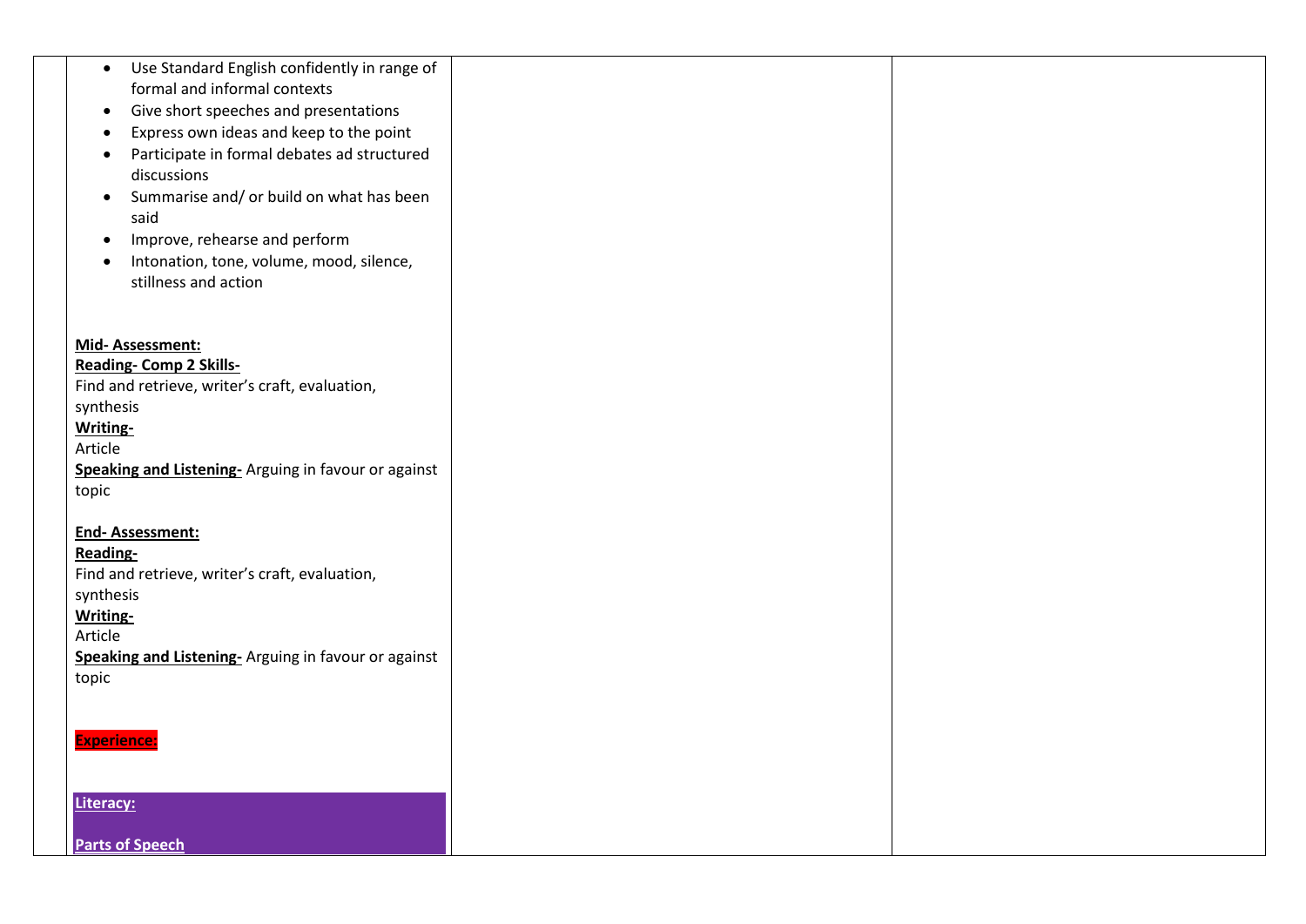| | | | |
|---|---|---|---|
| | • Use Standard English confidently in range of formal and informal contexts<br>• Give short speeches and presentations<br>• Express own ideas and keep to the point<br>• Participate in formal debates ad structured discussions<br>• Summarise and/ or build on what has been said<br>• Improve, rehearse and perform<br>• Intonation, tone, volume, mood, silence, stillness and action<br><br>**Mid- Assessment:**<br>**Reading- Comp 2 Skills-**<br>Find and retrieve, writer's craft, evaluation, synthesis<br>**Writing-**<br>Article<br>**Speaking and Listening-** Arguing in favour or against topic<br><br>**End- Assessment:**<br>**Reading-**<br>Find and retrieve, writer's craft, evaluation, synthesis<br>**Writing-**<br>Article<br>**Speaking and Listening-** Arguing in favour or against topic<br><br>**Experience:**<br><br>**Literacy:**<br><br>**Parts of Speech** | | |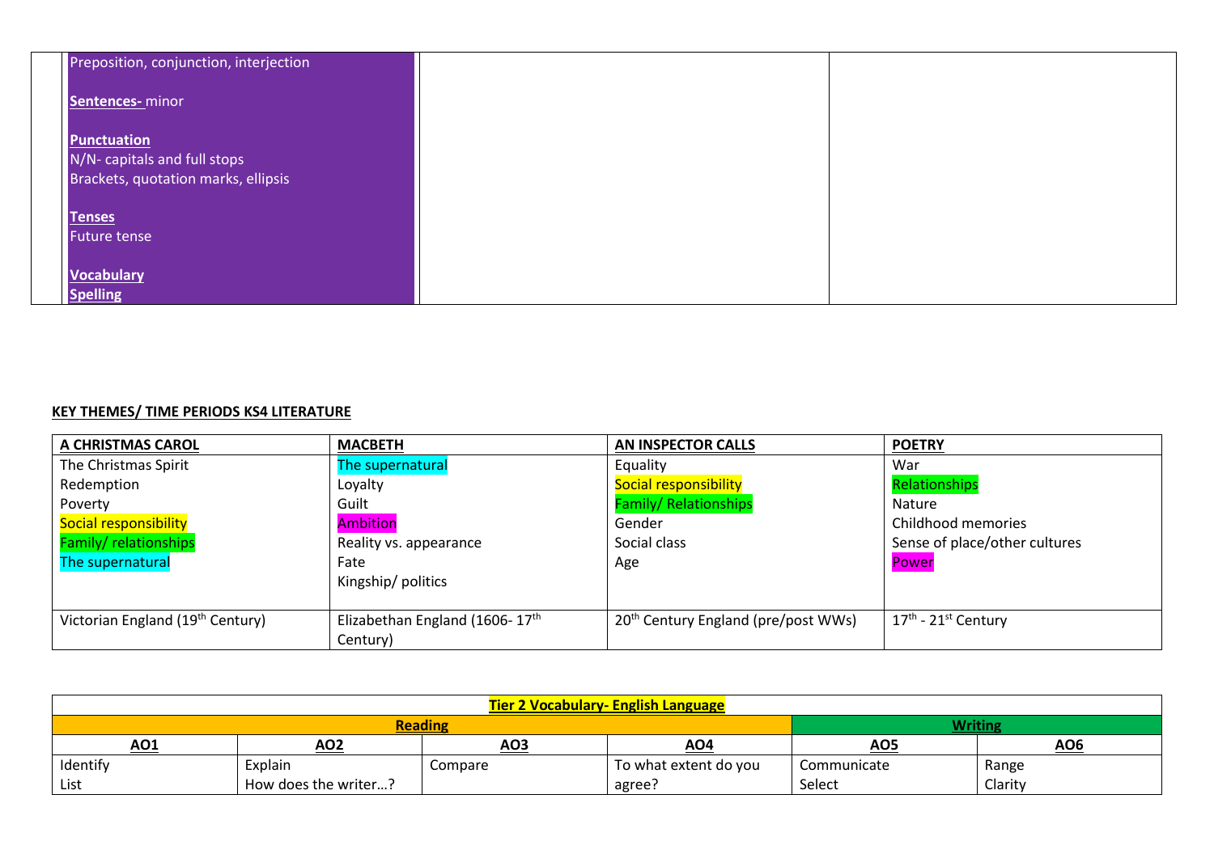| | | | |
|---|---|---|---|
| | Preposition, conjunction, interjection<br><br>**Sentences-** minor<br><br>**Punctuation**<br>N/N- capitals and full stops<br>Brackets, quotation marks, ellipsis<br><br>**Tenses**<br>Future tense<br><br>**Vocabulary**<br>**Spelling** | | |

**KEY THEMES/ TIME PERIODS KS4 LITERATURE**

| A CHRISTMAS CAROL | MACBETH | AN INSPECTOR CALLS | POETRY |
|---|---|---|---|
| The Christmas Spirit<br>Redemption<br>Poverty<br>Social responsibility<br>Family/ relationships<br>The supernatural | The supernatural<br>Loyalty<br>Guilt<br>Ambition<br>Reality vs. appearance<br>Fate<br>Kingship/ politics | Equality<br>Social responsibility<br>Family/ Relationships<br>Gender<br>Social class<br>Age | War<br>Relationships<br>Nature<br>Childhood memories<br>Sense of place/other cultures<br>Power |
| Victorian England (19th Century) | Elizabethan England (1606- 17th Century) | 20th Century England (pre/post WWs) | 17th - 21st Century |

| Tier 2 Vocabulary- English Language | | | | | |
|---|---|---|---|---|---|
| Reading | | | | Writing | |
| AO1 | AO2 | AO3 | AO4 | AO5 | AO6 |
| Identify<br>List | Explain<br>How does the writer…? | Compare | To what extent do you agree? | Communicate<br>Select | Range<br>Clarity |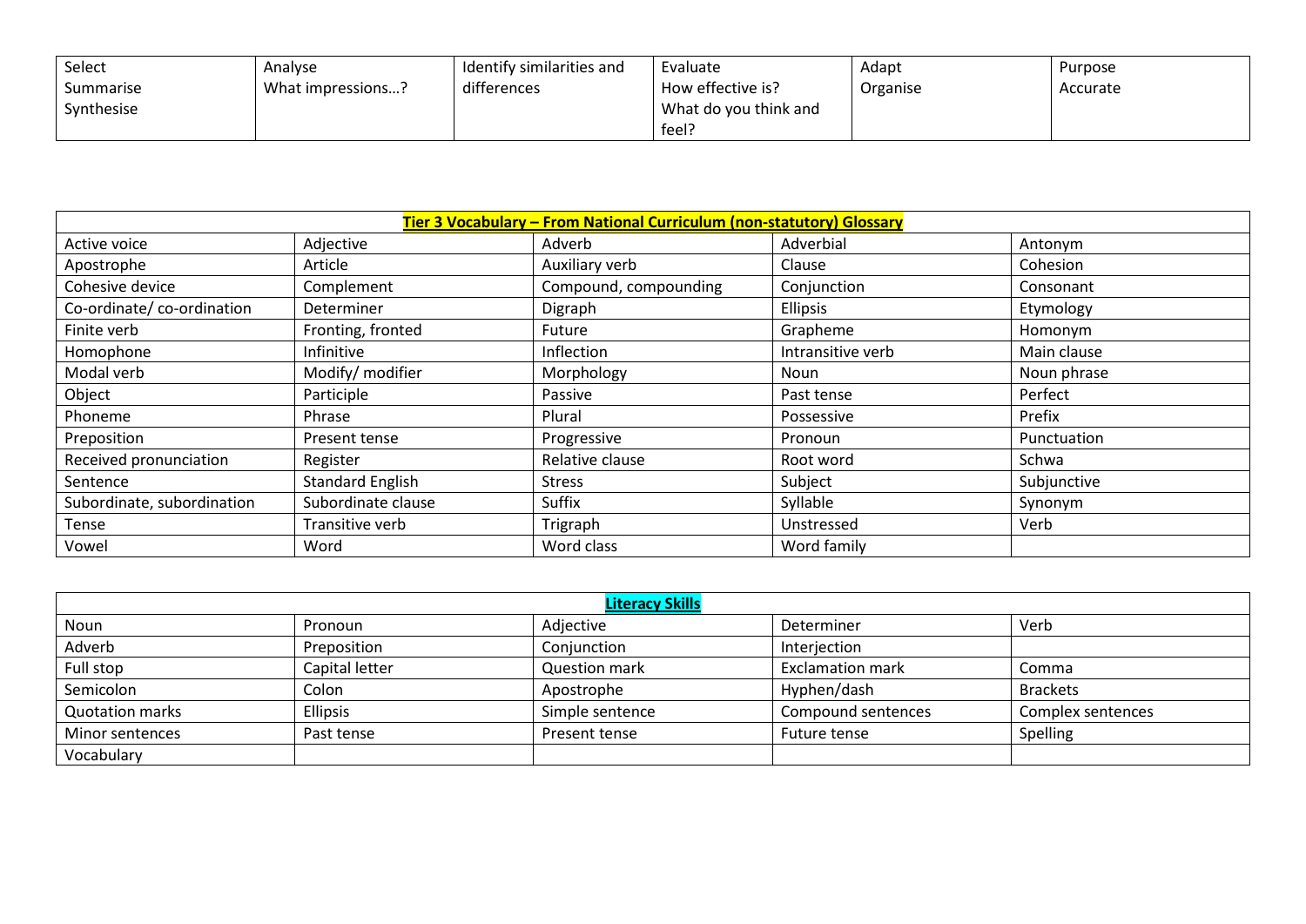| | | | | | |
|---|---|---|---|---|---|
| Select<br>Summarise<br>Synthesise | Analyse<br>What impressions…? | Identify similarities and differences | Evaluate<br>How effective is?<br>What do you think and feel? | Adapt<br>Organise | Purpose<br>Accurate |

| **Tier 3 Vocabulary – From National Curriculum (non-statutory) Glossary** | | | | |
|---|---|---|---|---|
| Active voice | Adjective | Adverb | Adverbial | Antonym |
| Apostrophe | Article | Auxiliary verb | Clause | Cohesion |
| Cohesive device | Complement | Compound, compounding | Conjunction | Consonant |
| Co-ordinate/ co-ordination | Determiner | Digraph | Ellipsis | Etymology |
| Finite verb | Fronting, fronted | Future | Grapheme | Homonym |
| Homophone | Infinitive | Inflection | Intransitive verb | Main clause |
| Modal verb | Modify/ modifier | Morphology | Noun | Noun phrase |
| Object | Participle | Passive | Past tense | Perfect |
| Phoneme | Phrase | Plural | Possessive | Prefix |
| Preposition | Present tense | Progressive | Pronoun | Punctuation |
| Received pronunciation | Register | Relative clause | Root word | Schwa |
| Sentence | Standard English | Stress | Subject | Subjunctive |
| Subordinate, subordination | Subordinate clause | Suffix | Syllable | Synonym |
| Tense | Transitive verb | Trigraph | Unstressed | Verb |
| Vowel | Word | Word class | Word family | |

| **Literacy Skills** | | | | |
|---|---|---|---|---|
| Noun | Pronoun | Adjective | Determiner | Verb |
| Adverb | Preposition | Conjunction | Interjection | |
| Full stop | Capital letter | Question mark | Exclamation mark | Comma |
| Semicolon | Colon | Apostrophe | Hyphen/dash | Brackets |
| Quotation marks | Ellipsis | Simple sentence | Compound sentences | Complex sentences |
| Minor sentences | Past tense | Present tense | Future tense | Spelling |
| Vocabulary | | | | |